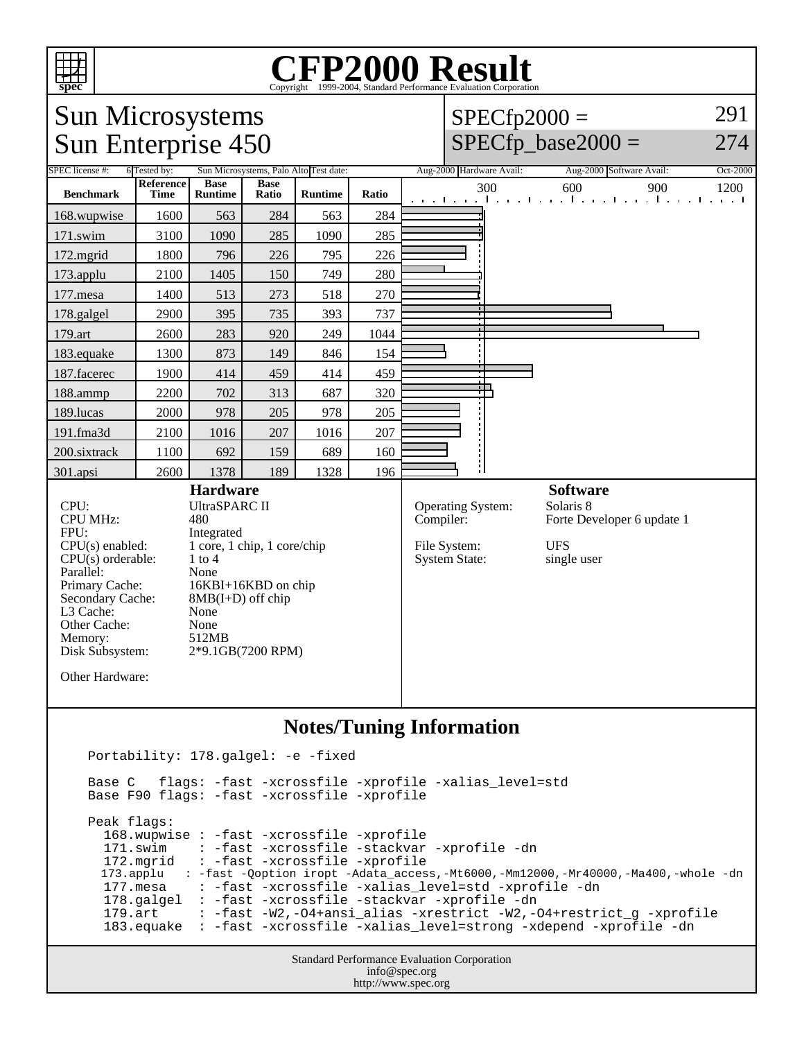# CFP2000 Result

Copyright 1999-2004, Standard Performance Evaluation Corporation

## Sun Microsystems
## Sun Enterprise 450

SPECfp2000 = 291

SPECfp_base2000 = 274

| SPEC license #: | 6 | Tested by: | Sun Microsystems, Palo Alto | Test date: | Aug-2000 | Hardware Avail: | Aug-2000 | Software Avail: | Oct-2000 |
|---|---|---|---|---|---|---|---|---|---|

| Benchmark | Reference Time | Base Runtime | Base Ratio | Runtime | Ratio |
|---|---|---|---|---|---|
| 168.wupwise | 1600 | 563 | 284 | 563 | 284 |
| 171.swim | 3100 | 1090 | 285 | 1090 | 285 |
| 172.mgrid | 1800 | 796 | 226 | 795 | 226 |
| 173.applu | 2100 | 1405 | 150 | 749 | 280 |
| 177.mesa | 1400 | 513 | 273 | 518 | 270 |
| 178.galgel | 2900 | 395 | 735 | 393 | 737 |
| 179.art | 2600 | 283 | 920 | 249 | 1044 |
| 183.equake | 1300 | 873 | 149 | 846 | 154 |
| 187.facerec | 1900 | 414 | 459 | 414 | 459 |
| 188.ammp | 2200 | 702 | 313 | 687 | 320 |
| 189.lucas | 2000 | 978 | 205 | 978 | 205 |
| 191.fma3d | 2100 | 1016 | 207 | 1016 | 207 |
| 200.sixtrack | 1100 | 692 | 159 | 689 | 160 |
| 301.apsi | 2600 | 1378 | 189 | 1328 | 196 |

### Hardware

| | |
|---|---|
| CPU: | UltraSPARC II |
| CPU MHz: | 480 |
| FPU: | Integrated |
| CPU(s) enabled: | 1 core, 1 chip, 1 core/chip |
| CPU(s) orderable: | 1 to 4 |
| Parallel: | None |
| Primary Cache: | 16KBI+16KBD on chip |
| Secondary Cache: | 8MB(I+D) off chip |
| L3 Cache: | None |
| Other Cache: | None |
| Memory: | 512MB |
| Disk Subsystem: | 2*9.1GB(7200 RPM) |
| Other Hardware: | |

### Software

| | |
|---|---|
| Operating System: | Solaris 8 |
| Compiler: | Forte Developer 6 update 1 |
| File System: | UFS |
| System State: | single user |

## Notes/Tuning Information

```
Portability: 178.galgel: -e -fixed

Base C   flags: -fast -xcrossfile -xprofile -xalias_level=std
Base F90 flags: -fast -xcrossfile -xprofile

Peak flags:
  168.wupwise : -fast -xcrossfile -xprofile
  171.swim    : -fast -xcrossfile -stackvar -xprofile -dn
  172.mgrid   : -fast -xcrossfile -xprofile
  173.applu   : -fast -Qoption iropt -Adata_access,-Mt6000,-Mm12000,-Mr40000,-Ma400,-whole -dn
  177.mesa    : -fast -xcrossfile -xalias_level=std -xprofile -dn
  178.galgel  : -fast -xcrossfile -stackvar -xprofile -dn
  179.art     : -fast -W2,-O4+ansi_alias -xrestrict -W2,-O4+restrict_g -xprofile
  183.equake  : -fast -xcrossfile -xalias_level=strong -xdepend -xprofile -dn
```

Standard Performance Evaluation Corporation
info@spec.org
http://www.spec.org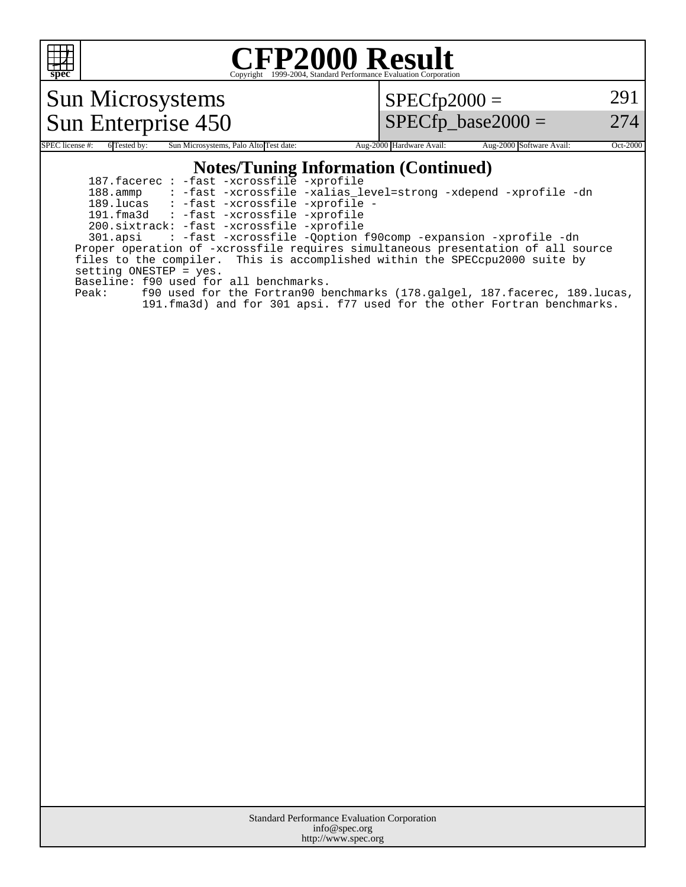# CFP2000 Result

Copyright 1999-2004, Standard Performance Evaluation Corporation

Sun Microsystems
Sun Enterprise 450

SPECfp2000 = 291
SPECfp_base2000 = 274

| SPEC license #: | 6 | Tested by: | Sun Microsystems, Palo Alto | Test date: | Aug-2000 | Hardware Avail: | Aug-2000 | Software Avail: | Oct-2000 |
|---|---|---|---|---|---|---|---|---|---|

## Notes/Tuning Information (Continued)

```
  187.facerec : -fast -xcrossfile -xprofile
  188.ammp    : -fast -xcrossfile -xalias_level=strong -xdepend -xprofile -dn
  189.lucas   : -fast -xcrossfile -xprofile -
  191.fma3d   : -fast -xcrossfile -xprofile
  200.sixtrack: -fast -xcrossfile -xprofile
  301.apsi    : -fast -xcrossfile -Qoption f90comp -expansion -xprofile -dn
Proper operation of -xcrossfile requires simultaneous presentation of all source
files to the compiler.  This is accomplished within the SPECcpu2000 suite by
setting ONESTEP = yes.
Baseline: f90 used for all benchmarks.
Peak:     f90 used for the Fortran90 benchmarks (178.galgel, 187.facerec, 189.lucas,
          191.fma3d) and for 301 apsi. f77 used for the other Fortran benchmarks.
```

Standard Performance Evaluation Corporation
info@spec.org
http://www.spec.org